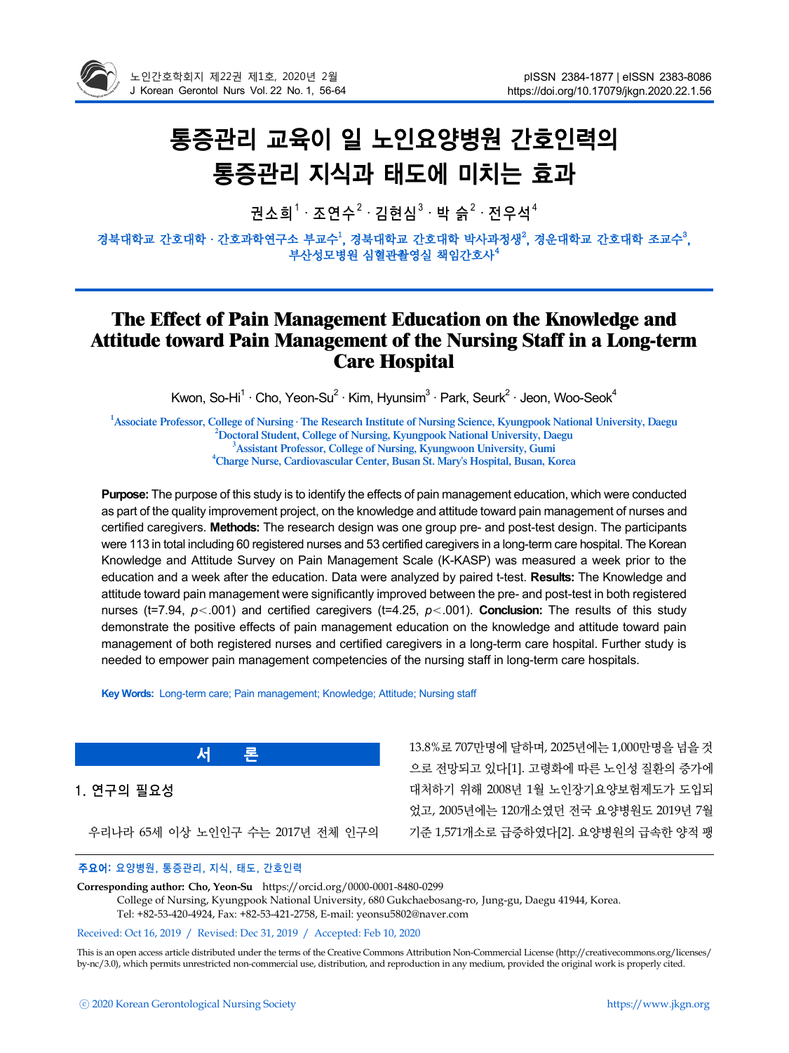# 통증관리 교육이 일 노인요양병원 간호인력의 통증관리 지식과 태도에 미치는 효과

권소희[1] · 조연수[2] · 김현심[3] · 박 슭[2] · 전우석[4]

경북대학교 간호대학 · 간호과학연구소 부교수[1], 경북대학교 간호대학 박사과정생[2], 경운대학교 간호대학 조교수[3], 부산성모병원 심혈관촬영실 책임간호사[4]

# The Effect of Pain Management Education on the Knowledge and Attitude toward Pain Management of the Nursing Staff in a Long-term Care Hospital

Kwon, So-Hi[1] · Cho, Yeon-Su[2] · Kim, Hyunsim[3] · Park, Seurk[2] · Jeon, Woo-Seok[4]

[1]Associate Professor, College of Nursing · The Research Institute of Nursing Science, Kyungpook National University, Daegu
[2]Doctoral Student, College of Nursing, Kyungpook National University, Daegu
[3]Assistant Professor, College of Nursing, Kyungwoon University, Gumi
[4]Charge Nurse, Cardiovascular Center, Busan St. Mary's Hospital, Busan, Korea

**Purpose:** The purpose of this study is to identify the effects of pain management education, which were conducted as part of the quality improvement project, on the knowledge and attitude toward pain management of nurses and certified caregivers. **Methods:** The research design was one group pre- and post-test design. The participants were 113 in total including 60 registered nurses and 53 certified caregivers in a long-term care hospital. The Korean Knowledge and Attitude Survey on Pain Management Scale (K-KASP) was measured a week prior to the education and a week after the education. Data were analyzed by paired t-test. **Results:** The Knowledge and attitude toward pain management were significantly improved between the pre- and post-test in both registered nurses (t=7.94, $p<.001$) and certified caregivers (t=4.25, $p<.001$). **Conclusion:** The results of this study demonstrate the positive effects of pain management education on the knowledge and attitude toward pain management of both registered nurses and certified caregivers in a long-term care hospital. Further study is needed to empower pain management competencies of the nursing staff in long-term care hospitals.

**Key Words:** Long-term care; Pain management; Knowledge; Attitude; Nursing staff

## 서 론

### 1. 연구의 필요성

우리나라 65세 이상 노인인구 수는 2017년 전체 인구의 13.8%로 707만명에 달하며, 2025년에는 1,000만명을 넘을 것으로 전망되고 있다[1]. 고령화에 따른 노인성 질환의 증가에 대처하기 위해 2008년 1월 노인장기요양보험제도가 도입되었고, 2005년에는 120개소였던 전국 요양병원도 2019년 7월 기준 1,571개소로 급증하였다[2]. 요양병원의 급속한 양적 팽

**주요어:** 요양병원, 통증관리, 지식, 태도, 간호인력

**Corresponding author: Cho, Yeon-Su** https://orcid.org/0000-0001-8480-0299
College of Nursing, Kyungpook National University, 680 Gukchaebosang-ro, Jung-gu, Daegu 41944, Korea.
Tel: +82-53-420-4924, Fax: +82-53-421-2758, E-mail: yeonsu5802@naver.com

Received: Oct 16, 2019 / Revised: Dec 31, 2019 / Accepted: Feb 10, 2020

This is an open access article distributed under the terms of the Creative Commons Attribution Non-Commercial License (http://creativecommons.org/licenses/by-nc/3.0), which permits unrestricted non-commercial use, distribution, and reproduction in any medium, provided the original work is properly cited.

ⓒ 2020 Korean Gerontological Nursing Society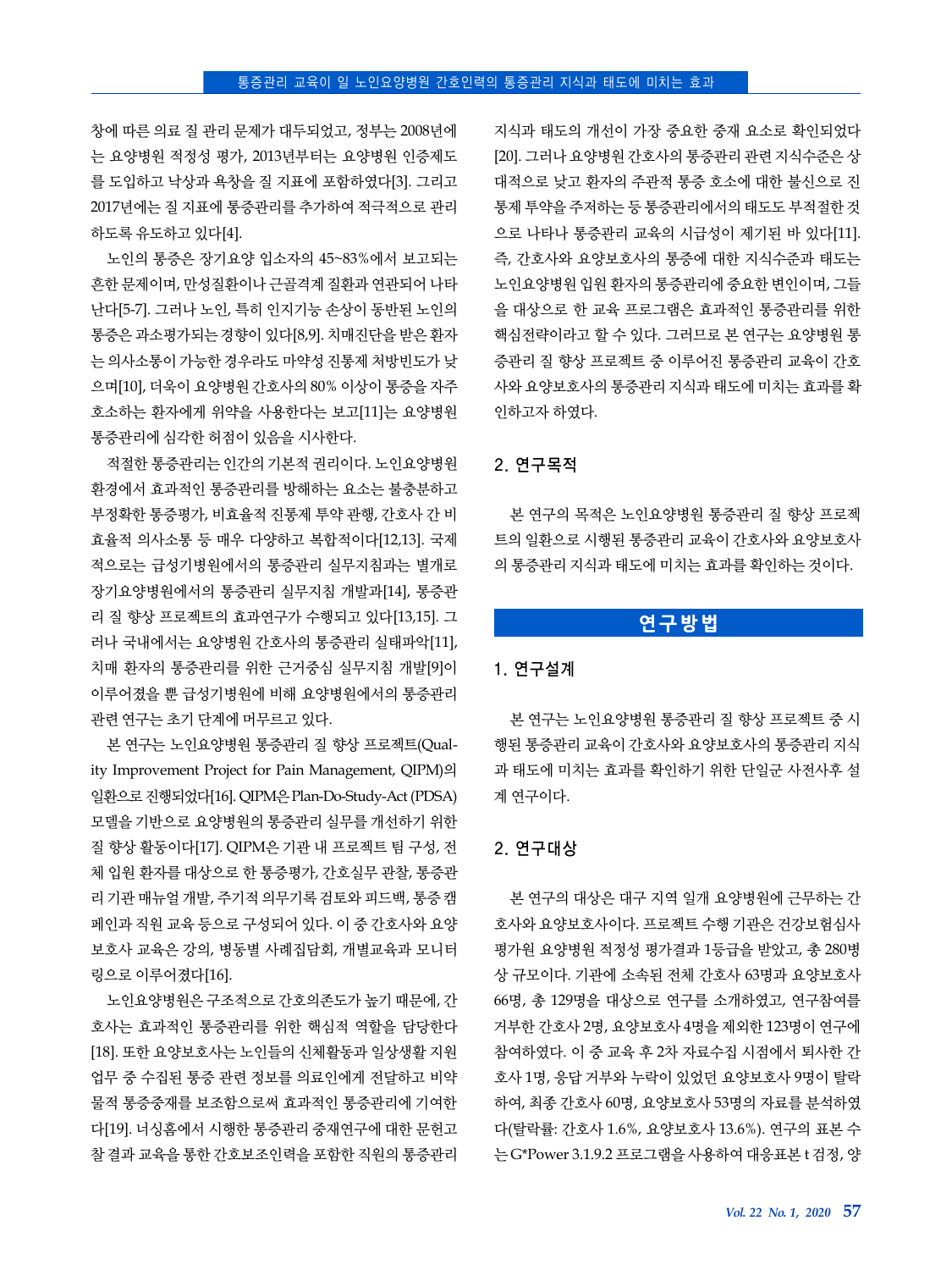창에 따른 의료 질 관리 문제가 대두되었고, 정부는 2008년에는 요양병원 적정성 평가, 2013년부터는 요양병원 인증제도를 도입하고 낙상과 욕창을 질 지표에 포함하였다[3]. 그리고 2017년에는 질 지표에 통증관리를 추가하여 적극적으로 관리하도록 유도하고 있다[4].

노인의 통증은 장기요양 입소자의 45~83%에서 보고되는 흔한 문제이며, 만성질환이나 근골격계 질환과 연관되어 나타난다[5-7]. 그러나 노인, 특히 인지기능 손상이 동반된 노인의 통증은 과소평가되는 경향이 있다[8,9]. 치매진단을 받은 환자는 의사소통이 가능한 경우라도 마약성 진통제 처방빈도가 낮으며[10], 더욱이 요양병원 간호사의 80% 이상이 통증을 자주 호소하는 환자에게 위약을 사용한다는 보고[11]는 요양병원 통증관리에 심각한 허점이 있음을 시사한다.

적절한 통증관리는 인간의 기본적 권리이다. 노인요양병원 환경에서 효과적인 통증관리를 방해하는 요소는 불충분하고 부정확한 통증평가, 비효율적 진통제 투약 관행, 간호사 간 비효율적 의사소통 등 매우 다양하고 복합적이다[12,13]. 국제적으로는 급성기병원에서의 통증관리 실무지침과는 별개로 장기요양병원에서의 통증관리 실무지침 개발과[14], 통증관리 질 향상 프로젝트의 효과연구가 수행되고 있다[13,15]. 그러나 국내에서는 요양병원 간호사의 통증관리 실태파악[11], 치매 환자의 통증관리를 위한 근거중심 실무지침 개발[9]이 이루어졌을 뿐 급성기병원에 비해 요양병원에서의 통증관리 관련 연구는 초기 단계에 머무르고 있다.

본 연구는 노인요양병원 통증관리 질 향상 프로젝트(Quality Improvement Project for Pain Management, QIPM)의 일환으로 진행되었다[16]. QIPM은 Plan-Do-Study-Act (PDSA) 모델을 기반으로 요양병원의 통증관리 실무를 개선하기 위한 질 향상 활동이다[17]. QIPM은 기관 내 프로젝트 팀 구성, 전체 입원 환자를 대상으로 한 통증평가, 간호실무 관찰, 통증관리 기관 매뉴얼 개발, 주기적 의무기록 검토와 피드백, 통증 캠페인과 직원 교육 등으로 구성되어 있다. 이 중 간호사와 요양보호사 교육은 강의, 병동별 사례집담회, 개별교육과 모니터링으로 이루어졌다[16].

노인요양병원은 구조적으로 간호의존도가 높기 때문에, 간호사는 효과적인 통증관리를 위한 핵심적 역할을 담당한다[18]. 또한 요양보호사는 노인들의 신체활동과 일상생활 지원 업무 중 수집된 통증 관련 정보를 의료인에게 전달하고 비약물적 통증중재를 보조함으로써 효과적인 통증관리에 기여한다[19]. 너싱홈에서 시행한 통증관리 중재연구에 대한 문헌고찰 결과 교육을 통한 간호보조인력을 포함한 직원의 통증관리 지식과 태도의 개선이 가장 중요한 중재 요소로 확인되었다[20]. 그러나 요양병원 간호사의 통증관리 관련 지식수준은 상대적으로 낮고 환자의 주관적 통증 호소에 대한 불신으로 진통제 투약을 주저하는 등 통증관리에서의 태도도 부적절한 것으로 나타나 통증관리 교육의 시급성이 제기된 바 있다[11]. 즉, 간호사와 요양보호사의 통증에 대한 지식수준과 태도는 노인요양병원 입원 환자의 통증관리에 중요한 변인이며, 그들을 대상으로 한 교육 프로그램은 효과적인 통증관리를 위한 핵심전략이라고 할 수 있다. 그러므로 본 연구는 요양병원 통증관리 질 향상 프로젝트 중 이루어진 통증관리 교육이 간호사와 요양보호사의 통증관리 지식과 태도에 미치는 효과를 확인하고자 하였다.

### 2. 연구목적

본 연구의 목적은 노인요양병원 통증관리 질 향상 프로젝트의 일환으로 시행된 통증관리 교육이 간호사와 요양보호사의 통증관리 지식과 태도에 미치는 효과를 확인하는 것이다.

## 연구방법

### 1. 연구설계

본 연구는 노인요양병원 통증관리 질 향상 프로젝트 중 시행된 통증관리 교육이 간호사와 요양보호사의 통증관리 지식과 태도에 미치는 효과를 확인하기 위한 단일군 사전사후 설계 연구이다.

### 2. 연구대상

본 연구의 대상은 대구 지역 일개 요양병원에 근무하는 간호사와 요양보호사이다. 프로젝트 수행 기관은 건강보험심사평가원 요양병원 적정성 평가결과 1등급을 받았고, 총 280병상 규모이다. 기관에 소속된 전체 간호사 63명과 요양보호사 66명, 총 129명을 대상으로 연구를 소개하였고, 연구참여를 거부한 간호사 2명, 요양보호사 4명을 제외한 123명이 연구에 참여하였다. 이 중 교육 후 2차 자료수집 시점에서 퇴사한 간호사 1명, 응답 거부와 누락이 있었던 요양보호사 9명이 탈락하여, 최종 간호사 60명, 요양보호사 53명의 자료를 분석하였다(탈락률: 간호사 1.6%, 요양보호사 13.6%). 연구의 표본 수는 G*Power 3.1.9.2 프로그램을 사용하여 대응표본 t 검정, 양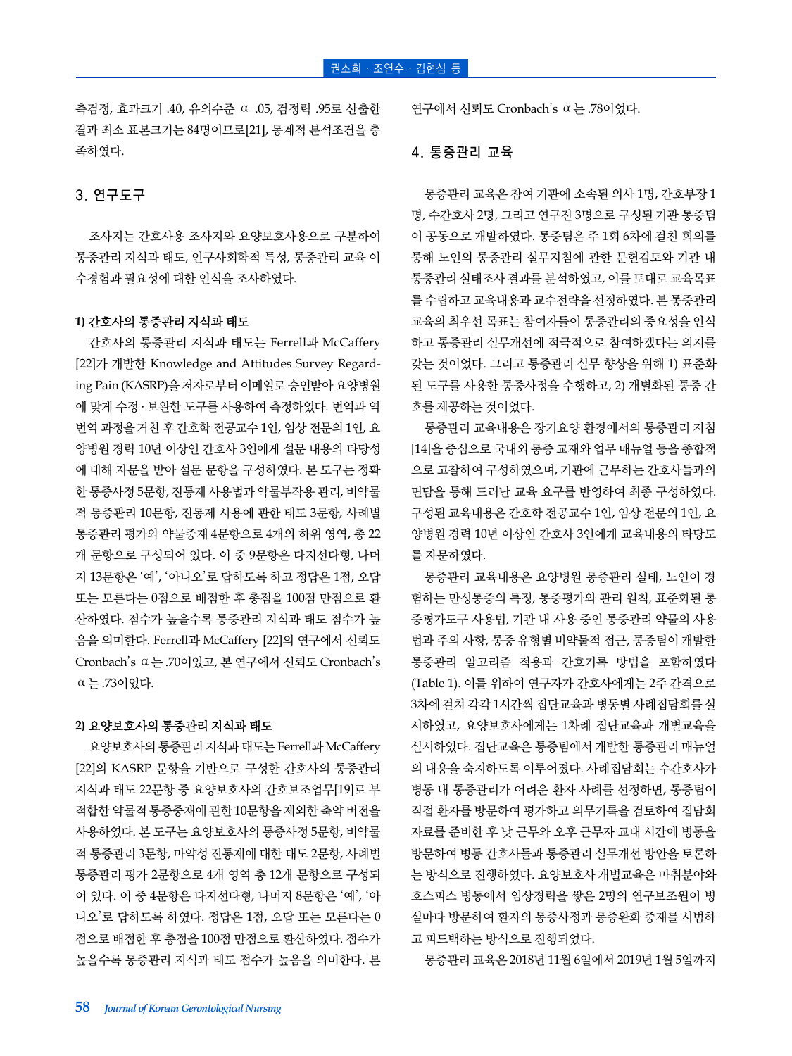측검정, 효과크기 .40, 유의수준 α .05, 검정력 .95로 산출한 결과 최소 표본크기는 84명이므로[21], 통계적 분석조건을 충족하였다.

## 3. 연구도구

조사지는 간호사용 조사지와 요양보호사용으로 구분하여 통증관리 지식과 태도, 인구사회학적 특성, 통증관리 교육 이수경험과 필요성에 대한 인식을 조사하였다.

### 1) 간호사의 통증관리 지식과 태도

간호사의 통증관리 지식과 태도는 Ferrell과 McCaffery [22]가 개발한 Knowledge and Attitudes Survey Regarding Pain (KASRP)을 저자로부터 이메일로 승인받아 요양병원에 맞게 수정·보완한 도구를 사용하여 측정하였다. 번역과 역번역 과정을 거친 후 간호학 전공교수 1인, 임상 전문의 1인, 요양병원 경력 10년 이상인 간호사 3인에게 설문 내용의 타당성에 대해 자문을 받아 설문 문항을 구성하였다. 본 도구는 정확한 통증사정 5문항, 진통제 사용법과 약물부작용 관리, 비약물적 통증관리 10문항, 진통제 사용에 관한 태도 3문항, 사례별 통증관리 평가와 약물중재 4문항으로 4개의 하위 영역, 총 22개 문항으로 구성되어 있다. 이 중 9문항은 다지선다형, 나머지 13문항은 '예', '아니오'로 답하도록 하고 정답은 1점, 오답 또는 모른다는 0점으로 배점한 후 총점을 100점 만점으로 환산하였다. 점수가 높을수록 통증관리 지식과 태도 점수가 높음을 의미한다. Ferrell과 McCaffery [22]의 연구에서 신뢰도 Cronbach's α는 .70이었고, 본 연구에서 신뢰도 Cronbach's α는 .73이었다.

### 2) 요양보호사의 통증관리 지식과 태도

요양보호사의 통증관리 지식과 태도는 Ferrell과 McCaffery [22]의 KASRP 문항을 기반으로 구성한 간호사의 통증관리 지식과 태도 22문항 중 요양보호사의 간호보조업무[19]로 부적합한 약물적 통증중재에 관한 10문항을 제외한 축약 버전을 사용하였다. 본 도구는 요양보호사의 통증사정 5문항, 비약물적 통증관리 3문항, 마약성 진통제에 대한 태도 2문항, 사례별 통증관리 평가 2문항으로 4개 영역 총 12개 문항으로 구성되어 있다. 이 중 4문항은 다지선다형, 나머지 8문항은 '예', '아니오'로 답하도록 하였다. 정답은 1점, 오답 또는 모른다는 0점으로 배점한 후 총점을 100점 만점으로 환산하였다. 점수가 높을수록 통증관리 지식과 태도 점수가 높음을 의미한다. 본 연구에서 신뢰도 Cronbach's α는 .78이었다.

## 4. 통증관리 교육

통증관리 교육은 참여 기관에 소속된 의사 1명, 간호부장 1명, 수간호사 2명, 그리고 연구진 3명으로 구성된 기관 통증팀이 공동으로 개발하였다. 통증팀은 주 1회 6차에 걸친 회의를 통해 노인의 통증관리 실무지침에 관한 문헌검토와 기관 내 통증관리 실태조사 결과를 분석하였고, 이를 토대로 교육목표를 수립하고 교육내용과 교수전략을 선정하였다. 본 통증관리 교육의 최우선 목표는 참여자들이 통증관리의 중요성을 인식하고 통증관리 실무개선에 적극적으로 참여하겠다는 의지를 갖는 것이었다. 그리고 통증관리 실무 향상을 위해 1) 표준화된 도구를 사용한 통증사정을 수행하고, 2) 개별화된 통증 간호를 제공하는 것이었다.

통증관리 교육내용은 장기요양 환경에서의 통증관리 지침[14]을 중심으로 국내외 통증 교재와 업무 매뉴얼 등을 종합적으로 고찰하여 구성하였으며, 기관에 근무하는 간호사들과의 면담을 통해 드러난 교육 요구를 반영하여 최종 구성하였다. 구성된 교육내용은 간호학 전공교수 1인, 임상 전문의 1인, 요양병원 경력 10년 이상인 간호사 3인에게 교육내용의 타당도를 자문하였다.

통증관리 교육내용은 요양병원 통증관리 실태, 노인이 경험하는 만성통증의 특징, 통증평가와 관리 원칙, 표준화된 통증평가도구 사용법, 기관 내 사용 중인 통증관리 약물의 사용법과 주의 사항, 통증 유형별 비약물적 접근, 통증팀이 개발한 통증관리 알고리즘 적용과 간호기록 방법을 포함하였다 (Table 1). 이를 위하여 연구자가 간호사에게는 2주 간격으로 3차에 걸쳐 각각 1시간씩 집단교육과 병동별 사례집담회를 실시하였고, 요양보호사에게는 1차례 집단교육과 개별교육을 실시하였다. 집단교육은 통증팀에서 개발한 통증관리 매뉴얼의 내용을 숙지하도록 이루어졌다. 사례집담회는 수간호사가 병동 내 통증관리가 어려운 환자 사례를 선정하면, 통증팀이 직접 환자를 방문하여 평가하고 의무기록을 검토하여 집담회 자료를 준비한 후 낮 근무와 오후 근무자 교대 시간에 병동을 방문하여 병동 간호사들과 통증관리 실무개선 방안을 토론하는 방식으로 진행하였다. 요양보호사 개별교육은 마취분야와 호스피스 병동에서 임상경력을 쌓은 2명의 연구보조원이 병실마다 방문하여 환자의 통증사정과 통증완화 중재를 시범하고 피드백하는 방식으로 진행되었다.

통증관리 교육은 2018년 11월 6일에서 2019년 1월 5일까지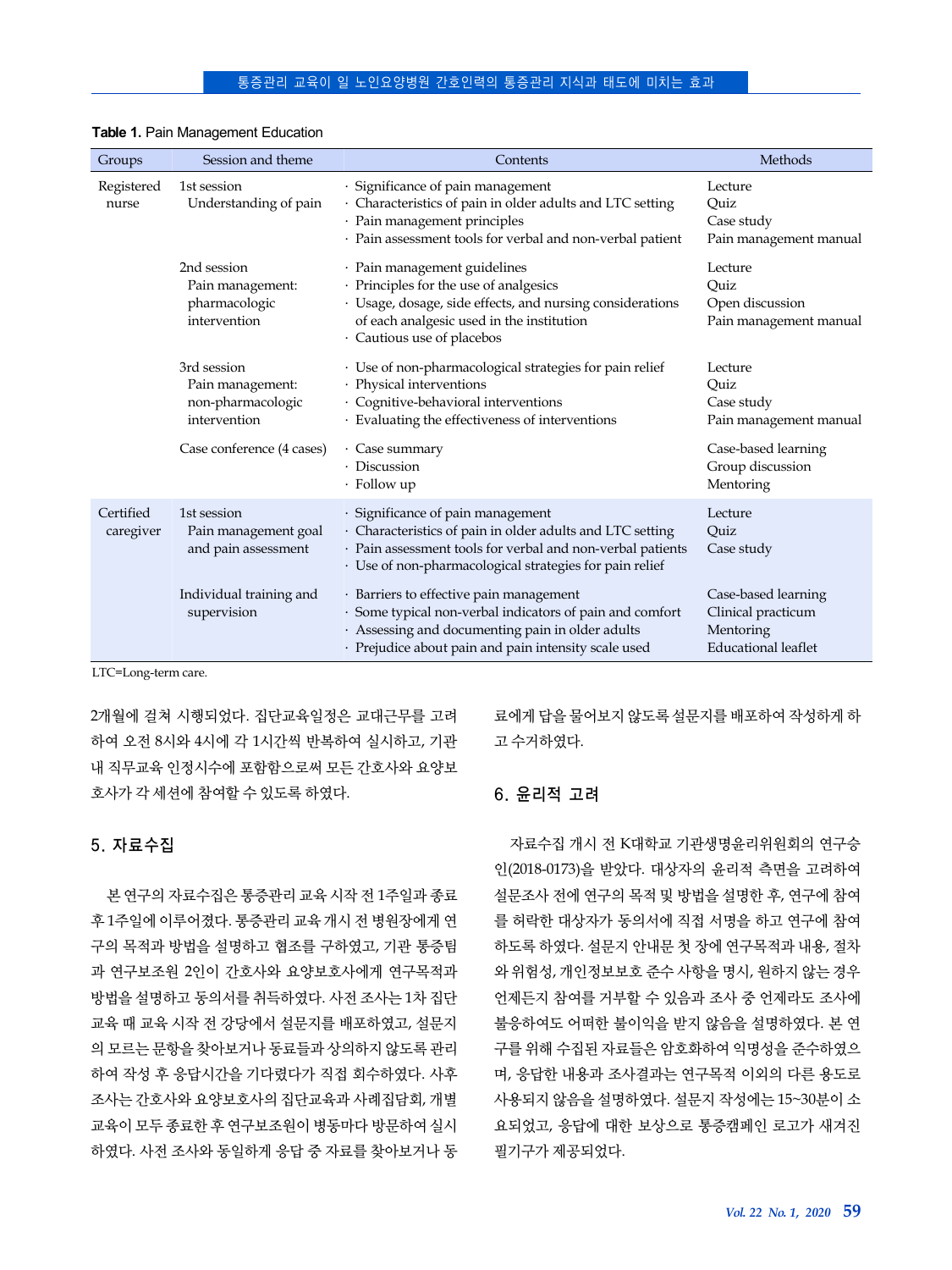**Table 1.** Pain Management Education

| Groups | Session and theme | Contents | Methods |
|---|---|---|---|
| Registered nurse | 1st session<br>Understanding of pain | · Significance of pain management<br>· Characteristics of pain in older adults and LTC setting<br>· Pain management principles<br>· Pain assessment tools for verbal and non-verbal patient | Lecture<br>Quiz<br>Case study<br>Pain management manual |
| | 2nd session<br>Pain management: pharmacologic intervention | · Pain management guidelines<br>· Principles for the use of analgesics<br>· Usage, dosage, side effects, and nursing considerations of each analgesic used in the institution<br>· Cautious use of placebos | Lecture<br>Quiz<br>Open discussion<br>Pain management manual |
| | 3rd session<br>Pain management: non-pharmacologic intervention | · Use of non-pharmacological strategies for pain relief<br>· Physical interventions<br>· Cognitive-behavioral interventions<br>· Evaluating the effectiveness of interventions | Lecture<br>Quiz<br>Case study<br>Pain management manual |
| | Case conference (4 cases) | · Case summary<br>· Discussion<br>· Follow up | Case-based learning<br>Group discussion<br>Mentoring |
| Certified caregiver | 1st session<br>Pain management goal and pain assessment | · Significance of pain management<br>· Characteristics of pain in older adults and LTC setting<br>· Pain assessment tools for verbal and non-verbal patients<br>· Use of non-pharmacological strategies for pain relief | Lecture<br>Quiz<br>Case study |
| | Individual training and supervision | · Barriers to effective pain management<br>· Some typical non-verbal indicators of pain and comfort<br>· Assessing and documenting pain in older adults<br>· Prejudice about pain and pain intensity scale used | Case-based learning<br>Clinical practicum<br>Mentoring<br>Educational leaflet |

LTC=Long-term care.

2개월에 걸쳐 시행되었다. 집단교육일정은 교대근무를 고려하여 오전 8시와 4시에 각 1시간씩 반복하여 실시하고, 기관 내 직무교육 인정시수에 포함함으로써 모든 간호사와 요양보호사가 각 세션에 참여할 수 있도록 하였다.

## 5. 자료수집

본 연구의 자료수집은 통증관리 교육 시작 전 1주일과 종료 후 1주일에 이루어졌다. 통증관리 교육 개시 전 병원장에게 연구의 목적과 방법을 설명하고 협조를 구하였고, 기관 통증팀과 연구보조원 2인이 간호사와 요양보호사에게 연구목적과 방법을 설명하고 동의서를 취득하였다. 사전 조사는 1차 집단교육 때 교육 시작 전 강당에서 설문지를 배포하였고, 설문지의 모르는 문항을 찾아보거나 동료들과 상의하지 않도록 관리하여 작성 후 응답시간을 기다렸다가 직접 회수하였다. 사후 조사는 간호사와 요양보호사의 집단교육과 사례집담회, 개별교육이 모두 종료한 후 연구보조원이 병동마다 방문하여 실시하였다. 사전 조사와 동일하게 응답 중 자료를 찾아보거나 동료에게 답을 물어보지 않도록 설문지를 배포하여 작성하게 하고 수거하였다.

## 6. 윤리적 고려

자료수집 개시 전 K대학교 기관생명윤리위원회의 연구승인(2018-0173)을 받았다. 대상자의 윤리적 측면을 고려하여 설문조사 전에 연구의 목적 및 방법을 설명한 후, 연구에 참여를 허락한 대상자가 동의서에 직접 서명을 하고 연구에 참여하도록 하였다. 설문지 안내문 첫 장에 연구목적과 내용, 절차와 위험성, 개인정보보호 준수 사항을 명시, 원하지 않는 경우 언제든지 참여를 거부할 수 있음과 조사 중 언제라도 조사에 불응하여도 어떠한 불이익을 받지 않음을 설명하였다. 본 연구를 위해 수집된 자료들은 암호화하여 익명성을 준수하였으며, 응답한 내용과 조사결과는 연구목적 이외의 다른 용도로 사용되지 않음을 설명하였다. 설문지 작성에는 15~30분이 소요되었고, 응답에 대한 보상으로 통증캠페인 로고가 새겨진 필기구가 제공되었다.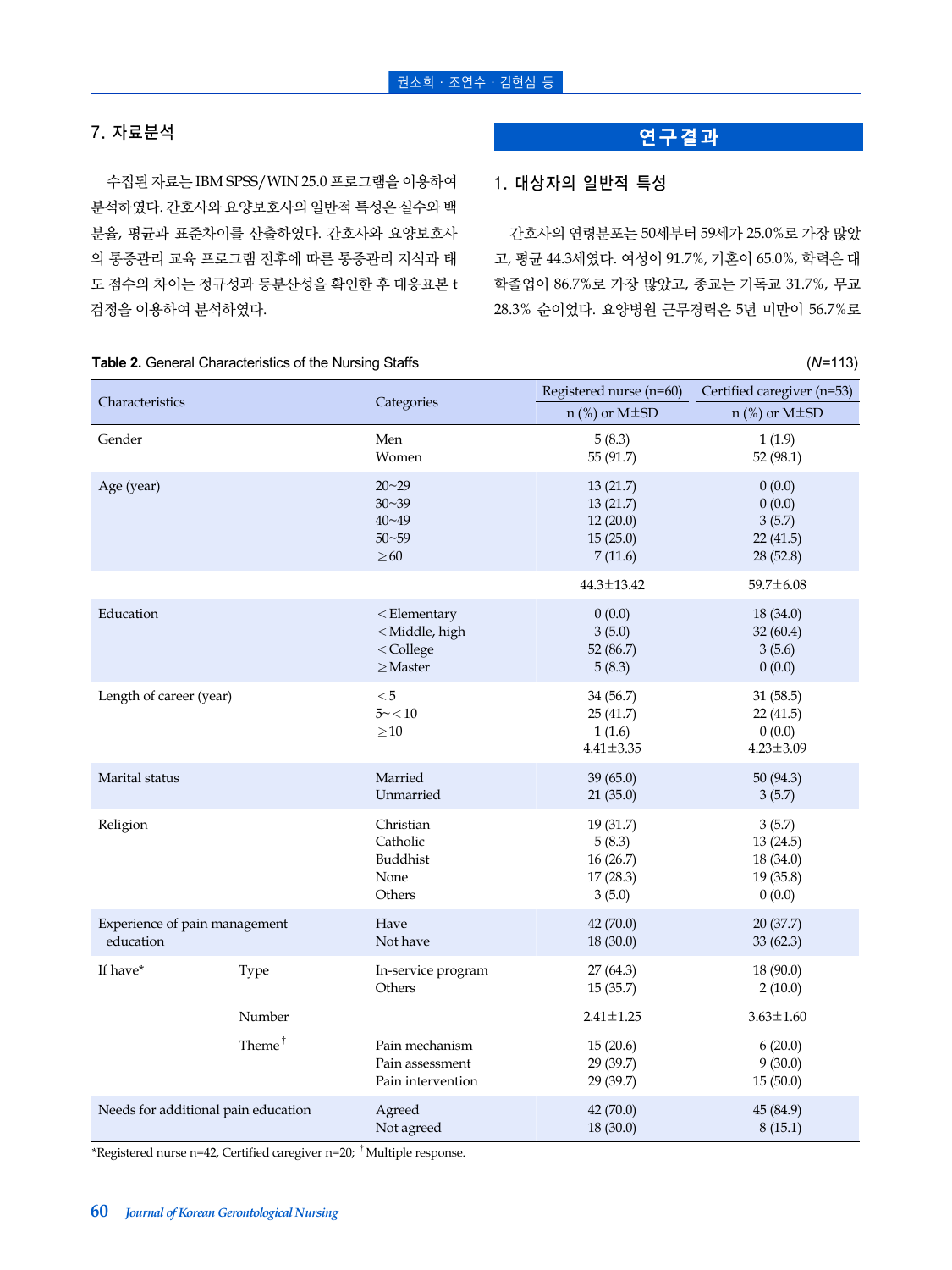## 7. 자료분석

수집된 자료는 IBM SPSS/WIN 25.0 프로그램을 이용하여 분석하였다. 간호사와 요양보호사의 일반적 특성은 실수와 백분율, 평균과 표준차이를 산출하였다. 간호사와 요양보호사의 통증관리 교육 프로그램 전후에 따른 통증관리 지식과 태도 점수의 차이는 정규성과 등분산성을 확인한 후 대응표본 t 검정을 이용하여 분석하였다.

# 연구결과

## 1. 대상자의 일반적 특성

간호사의 연령분포는 50세부터 59세가 25.0%로 가장 많았고, 평균 44.3세였다. 여성이 91.7%, 기혼이 65.0%, 학력은 대학졸업이 86.7%로 가장 많았고, 종교는 기독교 31.7%, 무교 28.3% 순이었다. 요양병원 근무경력은 5년 미만이 56.7%로

**Table 2.** General Characteristics of the Nursing Staffs (*N*=113)

| Characteristics | | Categories | Registered nurse (n=60) | Certified caregiver (n=53) |
|---|---|---|---|---|
| | | | n (%) or M±SD | n (%) or M±SD |
| Gender | | Men | 5 (8.3) | 1 (1.9) |
| | | Women | 55 (91.7) | 52 (98.1) |
| Age (year) | | 20~29 | 13 (21.7) | 0 (0.0) |
| | | 30~39 | 13 (21.7) | 0 (0.0) |
| | | 40~49 | 12 (20.0) | 3 (5.7) |
| | | 50~59 | 15 (25.0) | 22 (41.5) |
| | | ≥60 | 7 (11.6) | 28 (52.8) |
| | | | 44.3±13.42 | 59.7±6.08 |
| Education | | <Elementary | 0 (0.0) | 18 (34.0) |
| | | <Middle, high | 3 (5.0) | 32 (60.4) |
| | | <College | 52 (86.7) | 3 (5.6) |
| | | ≥Master | 5 (8.3) | 0 (0.0) |
| Length of career (year) | | <5 | 34 (56.7) | 31 (58.5) |
| | | 5~<10 | 25 (41.7) | 22 (41.5) |
| | | ≥10 | 1 (1.6) | 0 (0.0) |
| | | | 4.41±3.35 | 4.23±3.09 |
| Marital status | | Married | 39 (65.0) | 50 (94.3) |
| | | Unmarried | 21 (35.0) | 3 (5.7) |
| Religion | | Christian | 19 (31.7) | 3 (5.7) |
| | | Catholic | 5 (8.3) | 13 (24.5) |
| | | Buddhist | 16 (26.7) | 18 (34.0) |
| | | None | 17 (28.3) | 19 (35.8) |
| | | Others | 3 (5.0) | 0 (0.0) |
| Experience of pain management education | | Have | 42 (70.0) | 20 (37.7) |
| | | Not have | 18 (30.0) | 33 (62.3) |
| If have* | Type | In-service program | 27 (64.3) | 18 (90.0) |
| | | Others | 15 (35.7) | 2 (10.0) |
| | Number | | 2.41±1.25 | 3.63±1.60 |
| | Theme† | Pain mechanism | 15 (20.6) | 6 (20.0) |
| | | Pain assessment | 29 (39.7) | 9 (30.0) |
| | | Pain intervention | 29 (39.7) | 15 (50.0) |
| Needs for additional pain education | | Agreed | 42 (70.0) | 45 (84.9) |
| | | Not agreed | 18 (30.0) | 8 (15.1) |

*Registered nurse n=42, Certified caregiver n=20; †Multiple response.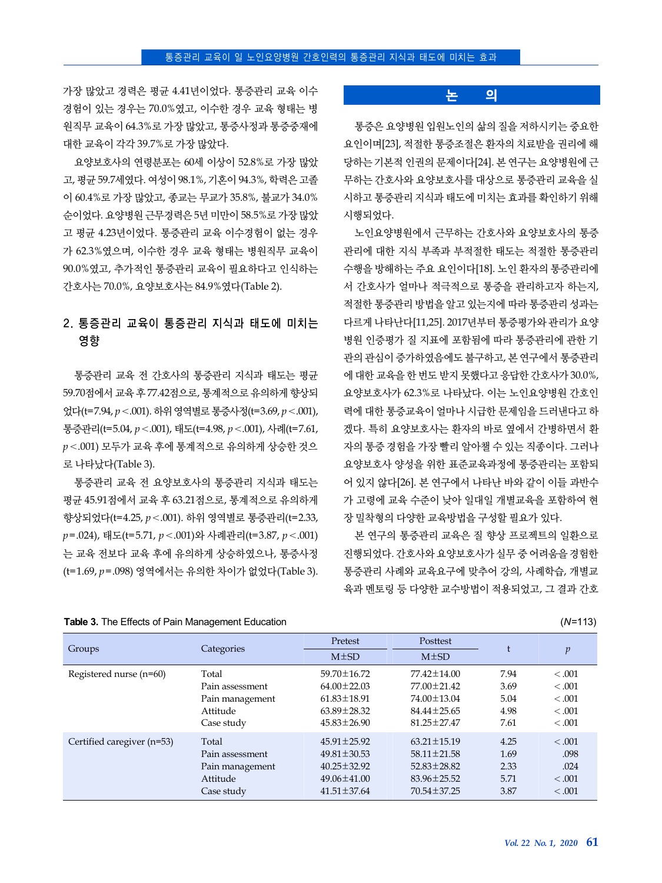가장 많았고 경력은 평균 4.41년이었다. 통증관리 교육 이수 경험이 있는 경우는 70.0%였고, 이수한 경우 교육 형태는 병원직무 교육이 64.3%로 가장 많았고, 통증사정과 통증중재에 대한 교육이 각각 39.7%로 가장 많았다.

요양보호사의 연령분포는 60세 이상이 52.8%로 가장 많았고, 평균 59.7세였다. 여성이 98.1%, 기혼이 94.3%, 학력은 고졸이 60.4%로 가장 많았고, 종교는 무교가 35.8%, 불교가 34.0% 순이었다. 요양병원 근무경력은 5년 미만이 58.5%로 가장 많았고 평균 4.23년이었다. 통증관리 교육 이수경험이 없는 경우가 62.3%였으며, 이수한 경우 교육 형태는 병원직무 교육이 90.0%였고, 추가적인 통증관리 교육이 필요하다고 인식하는 간호사는 70.0%, 요양보호사는 84.9%였다(Table 2).

## 2. 통증관리 교육이 통증관리 지식과 태도에 미치는 영향

통증관리 교육 전 간호사의 통증관리 지식과 태도는 평균 59.70점에서 교육 후 77.42점으로, 통계적으로 유의하게 향상되었다(t=7.94, $p<.001$). 하위 영역별로 통증사정(t=3.69, $p<.001$), 통증관리(t=5.04, $p<.001$), 태도(t=4.98, $p<.001$), 사례(t=7.61, $p<.001$) 모두가 교육 후에 통계적으로 유의하게 상승한 것으로 나타났다(Table 3).

통증관리 교육 전 요양보호사의 통증관리 지식과 태도는 평균 45.91점에서 교육 후 63.21점으로, 통계적으로 유의하게 향상되었다(t=4.25, $p<.001$). 하위 영역별로 통증관리(t=2.33, $p=.024$), 태도(t=5.71, $p<.001$)와 사례관리(t=3.87, $p<.001$)는 교육 전보다 교육 후에 유의하게 상승하였으나, 통증사정(t=1.69, $p=.098$) 영역에서는 유의한 차이가 없었다(Table 3).

# 논 의

통증은 요양병원 입원노인의 삶의 질을 저하시키는 중요한 요인이며[23], 적절한 통증조절은 환자의 치료받을 권리에 해당하는 기본적 인권의 문제이다[24]. 본 연구는 요양병원에 근무하는 간호사와 요양보호사를 대상으로 통증관리 교육을 실시하고 통증관리 지식과 태도에 미치는 효과를 확인하기 위해 시행되었다.

노인요양병원에서 근무하는 간호사와 요양보호사의 통증관리에 대한 지식 부족과 부적절한 태도는 적절한 통증관리 수행을 방해하는 주요 요인이다[18]. 노인 환자의 통증관리에서 간호사가 얼마나 적극적으로 통증을 관리하고자 하는지, 적절한 통증관리 방법을 알고 있는지에 따라 통증관리 성과는 다르게 나타난다[11,25]. 2017년부터 통증평가와 관리가 요양병원 인증평가 질 지표에 포함됨에 따라 통증관리에 관한 기관의 관심이 증가하였음에도 불구하고, 본 연구에서 통증관리에 대한 교육을 한 번도 받지 못했다고 응답한 간호사가 30.0%, 요양보호사가 62.3%로 나타났다. 이는 노인요양병원 간호인력에 대한 통증교육이 얼마나 시급한 문제임을 드러낸다고 하겠다. 특히 요양보호사는 환자의 바로 옆에서 간병하면서 환자의 통증 경험을 가장 빨리 알아챌 수 있는 직종이다. 그러나 요양보호사 양성을 위한 표준교육과정에 통증관리는 포함되어 있지 않다[26]. 본 연구에서 나타난 바와 같이 이들 과반수가 고령에 교육 수준이 낮아 일대일 개별교육을 포함하여 현장 밀착형의 다양한 교육방법을 구성할 필요가 있다.

본 연구의 통증관리 교육은 질 향상 프로젝트의 일환으로 진행되었다. 간호사와 요양보호사가 실무 중 어려움을 경험한 통증관리 사례와 교육요구에 맞추어 강의, 사례학습, 개별교육과 멘토링 등 다양한 교수방법이 적용되었고, 그 결과 간호

**Table 3.** The Effects of Pain Management Education (*N*=113)

| Groups | Categories | Pretest M±SD | Posttest M±SD | t | *p* |
|---|---|---|---|---|---|
| Registered nurse (n=60) | Total | 59.70±16.72 | 77.42±14.00 | 7.94 | <.001 |
| | Pain assessment | 64.00±22.03 | 77.00±21.42 | 3.69 | <.001 |
| | Pain management | 61.83±18.91 | 74.00±13.04 | 5.04 | <.001 |
| | Attitude | 63.89±28.32 | 84.44±25.65 | 4.98 | <.001 |
| | Case study | 45.83±26.90 | 81.25±27.47 | 7.61 | <.001 |
| Certified caregiver (n=53) | Total | 45.91±25.92 | 63.21±15.19 | 4.25 | <.001 |
| | Pain assessment | 49.81±30.53 | 58.11±21.58 | 1.69 | .098 |
| | Pain management | 40.25±32.92 | 52.83±28.82 | 2.33 | .024 |
| | Attitude | 49.06±41.00 | 83.96±25.52 | 5.71 | <.001 |
| | Case study | 41.51±37.64 | 70.54±37.25 | 3.87 | <.001 |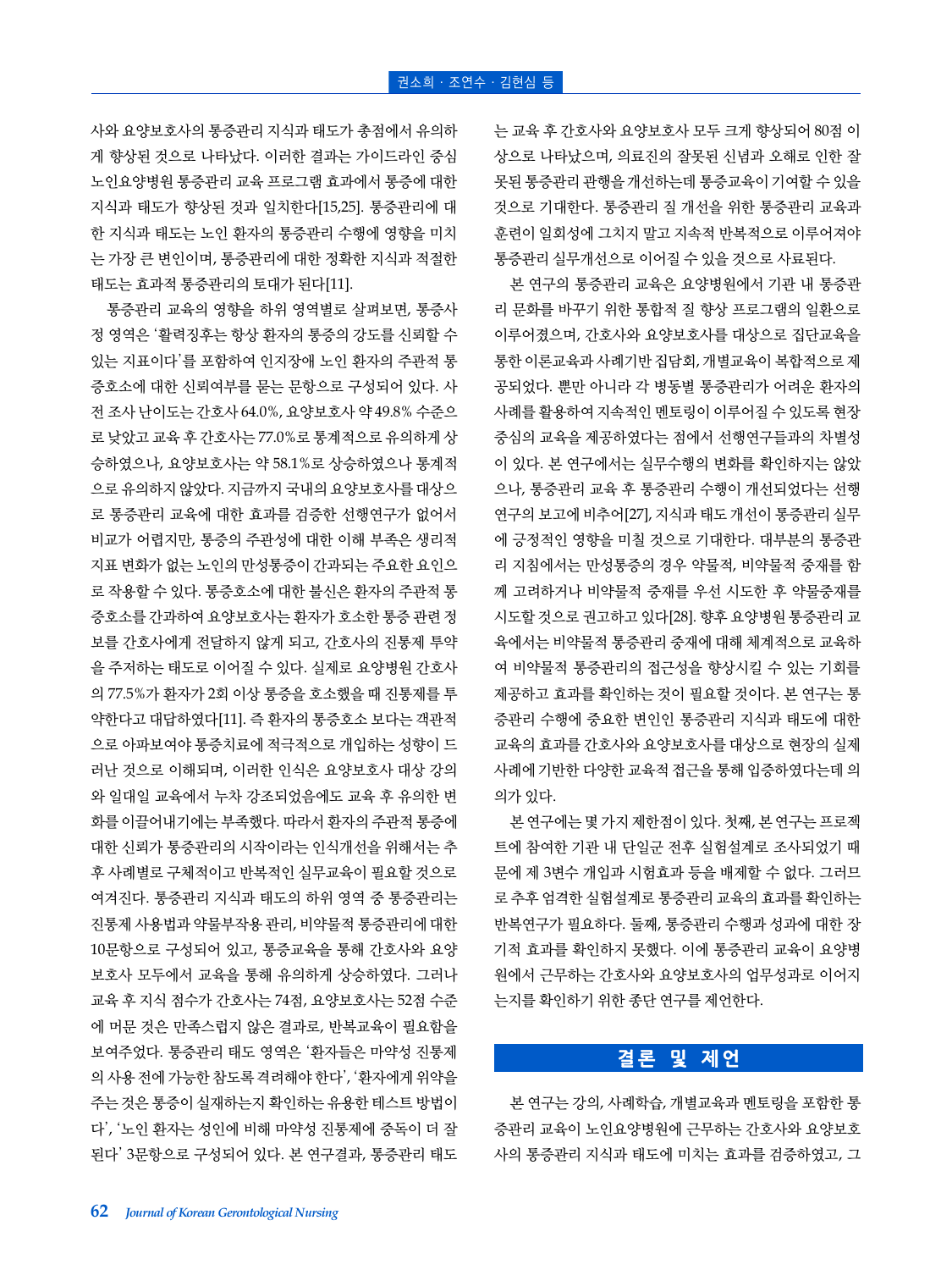사와 요양보호사의 통증관리 지식과 태도가 총점에서 유의하게 향상된 것으로 나타났다. 이러한 결과는 가이드라인 중심 노인요양병원 통증관리 교육 프로그램 효과에서 통증에 대한 지식과 태도가 향상된 것과 일치한다[15,25]. 통증관리에 대한 지식과 태도는 노인 환자의 통증관리 수행에 영향을 미치는 가장 큰 변인이며, 통증관리에 대한 정확한 지식과 적절한 태도는 효과적 통증관리의 토대가 된다[11].

통증관리 교육의 영향을 하위 영역별로 살펴보면, 통증사정 영역은 '활력징후는 항상 환자의 통증의 강도를 신뢰할 수 있는 지표이다'를 포함하여 인지장애 노인 환자의 주관적 통증호소에 대한 신뢰여부를 묻는 문항으로 구성되어 있다. 사전 조사 난이도는 간호사 64.0%, 요양보호사 약 49.8% 수준으로 낮았고 교육 후 간호사는 77.0%로 통계적으로 유의하게 상승하였으나, 요양보호사는 약 58.1%로 상승하였으나 통계적으로 유의하지 않았다. 지금까지 국내의 요양보호사를 대상으로 통증관리 교육에 대한 효과를 검증한 선행연구가 없어서 비교가 어렵지만, 통증의 주관성에 대한 이해 부족은 생리적 지표 변화가 없는 노인의 만성통증이 간과되는 주요한 요인으로 작용할 수 있다. 통증호소에 대한 불신은 환자의 주관적 통증호소를 간과하여 요양보호사는 환자가 호소한 통증 관련 정보를 간호사에게 전달하지 않게 되고, 간호사의 진통제 투약을 주저하는 태도로 이어질 수 있다. 실제로 요양병원 간호사의 77.5%가 환자가 2회 이상 통증을 호소했을 때 진통제를 투약한다고 대답하였다[11]. 즉 환자의 통증호소 보다는 객관적으로 아파보여야 통증치료에 적극적으로 개입하는 성향이 드러난 것으로 이해되며, 이러한 인식은 요양보호사 대상 강의와 일대일 교육에서 누차 강조되었음에도 교육 후 유의한 변화를 이끌어내기에는 부족했다. 따라서 환자의 주관적 통증에 대한 신뢰가 통증관리의 시작이라는 인식개선을 위해서는 추후 사례별로 구체적이고 반복적인 실무교육이 필요할 것으로 여겨진다. 통증관리 지식과 태도의 하위 영역 중 통증관리는 진통제 사용법과 약물부작용 관리, 비약물적 통증관리에 대한 10문항으로 구성되어 있고, 통증교육을 통해 간호사와 요양보호사 모두에서 교육을 통해 유의하게 상승하였다. 그러나 교육 후 지식 점수가 간호사는 74점, 요양보호사는 52점 수준에 머문 것은 만족스럽지 않은 결과로, 반복교육이 필요함을 보여주었다. 통증관리 태도 영역은 '환자들은 마약성 진통제의 사용 전에 가능한 참도록 격려해야 한다', '환자에게 위약을 주는 것은 통증이 실재하는지 확인하는 유용한 테스트 방법이다', '노인 환자는 성인에 비해 마약성 진통제에 중독이 더 잘된다' 3문항으로 구성되어 있다. 본 연구결과, 통증관리 태도는 교육 후 간호사와 요양보호사 모두 크게 향상되어 80점 이상으로 나타났으며, 의료진의 잘못된 신념과 오해로 인한 잘못된 통증관리 관행을 개선하는데 통증교육이 기여할 수 있을 것으로 기대한다. 통증관리 질 개선을 위한 통증관리 교육과 훈련이 일회성에 그치지 말고 지속적 반복적으로 이루어져야 통증관리 실무개선으로 이어질 수 있을 것으로 사료된다.

본 연구의 통증관리 교육은 요양병원에서 기관 내 통증관리 문화를 바꾸기 위한 통합적 질 향상 프로그램의 일환으로 이루어졌으며, 간호사와 요양보호사를 대상으로 집단교육을 통한 이론교육과 사례기반 집담회, 개별교육이 복합적으로 제공되었다. 뿐만 아니라 각 병동별 통증관리가 어려운 환자의 사례를 활용하여 지속적인 멘토링이 이루어질 수 있도록 현장중심의 교육을 제공하였다는 점에서 선행연구들과의 차별성이 있다. 본 연구에서는 실무수행의 변화를 확인하지는 않았으나, 통증관리 교육 후 통증관리 수행이 개선되었다는 선행연구의 보고에 비추어[27], 지식과 태도 개선이 통증관리 실무에 긍정적인 영향을 미칠 것으로 기대한다. 대부분의 통증관리 지침에서는 만성통증의 경우 약물적, 비약물적 중재를 함께 고려하거나 비약물적 중재를 우선 시도한 후 약물중재를 시도할 것으로 권고하고 있다[28]. 향후 요양병원 통증관리 교육에서는 비약물적 통증관리 중재에 대해 체계적으로 교육하여 비약물적 통증관리의 접근성을 향상시킬 수 있는 기회를 제공하고 효과를 확인하는 것이 필요할 것이다. 본 연구는 통증관리 수행에 중요한 변인인 통증관리 지식과 태도에 대한 교육의 효과를 간호사와 요양보호사를 대상으로 현장의 실제 사례에 기반한 다양한 교육적 접근을 통해 입증하였다는데 의의가 있다.

본 연구에는 몇 가지 제한점이 있다. 첫째, 본 연구는 프로젝트에 참여한 기관 내 단일군 전후 실험설계로 조사되었기 때문에 제 3변수 개입과 시험효과 등을 배제할 수 없다. 그러므로 추후 엄격한 실험설계로 통증관리 교육의 효과를 확인하는 반복연구가 필요하다. 둘째, 통증관리 수행과 성과에 대한 장기적 효과를 확인하지 못했다. 이에 통증관리 교육이 요양병원에서 근무하는 간호사와 요양보호사의 업무성과로 이어지는지를 확인하기 위한 종단 연구를 제언한다.

## 결론 및 제언

본 연구는 강의, 사례학습, 개별교육과 멘토링을 포함한 통증관리 교육이 노인요양병원에 근무하는 간호사와 요양보호사의 통증관리 지식과 태도에 미치는 효과를 검증하였고, 그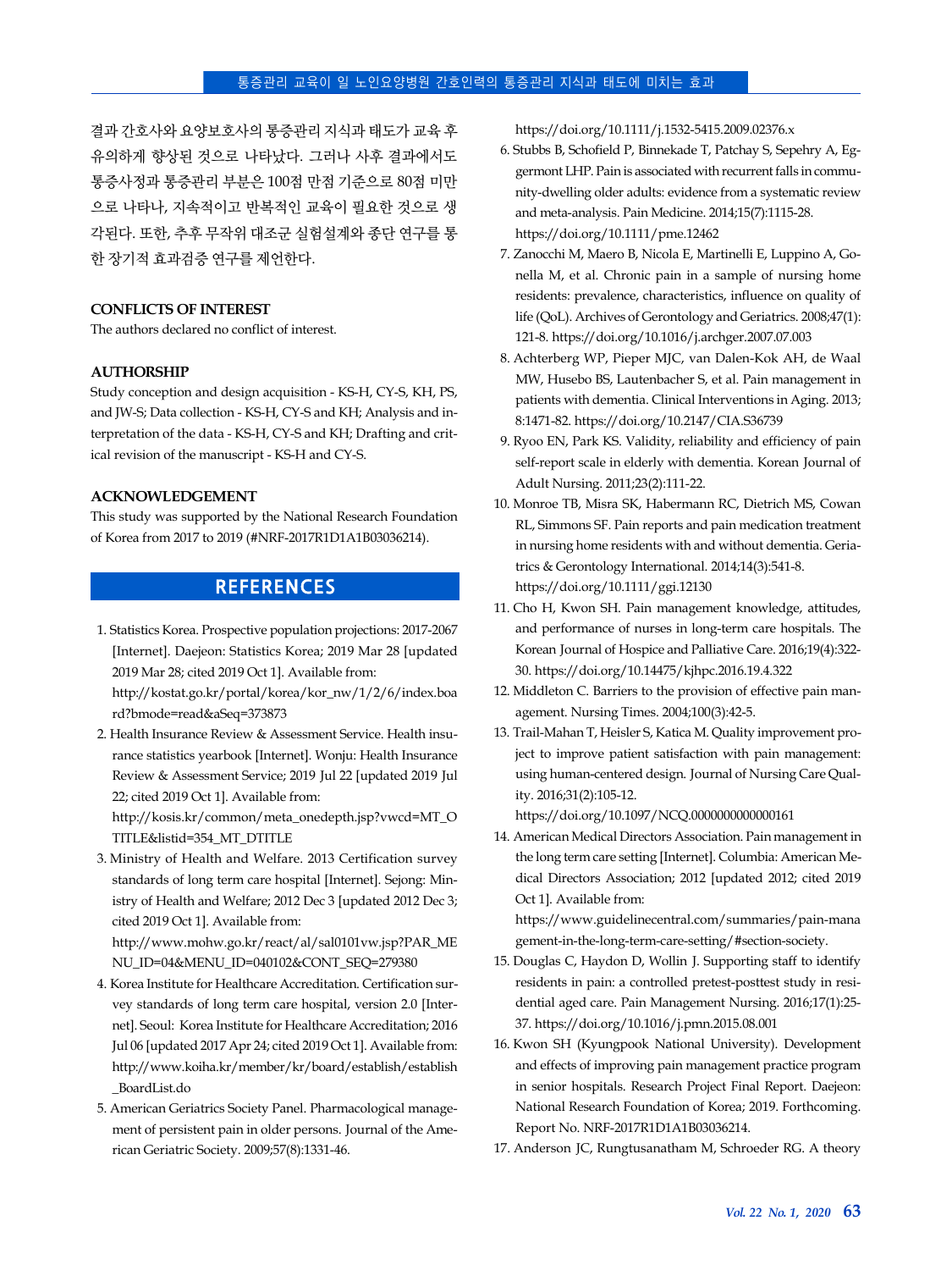결과 간호사와 요양보호사의 통증관리 지식과 태도가 교육 후 유의하게 향상된 것으로 나타났다. 그러나 사후 결과에서도 통증사정과 통증관리 부분은 100점 만점 기준으로 80점 미만으로 나타나, 지속적이고 반복적인 교육이 필요한 것으로 생각된다. 또한, 추후 무작위 대조군 실험설계와 종단 연구를 통한 장기적 효과검증 연구를 제언한다.

## CONFLICTS OF INTEREST

The authors declared no conflict of interest.

## AUTHORSHIP

Study conception and design acquisition - KS-H, CY-S, KH, PS, and JW-S; Data collection - KS-H, CY-S and KH; Analysis and interpretation of the data - KS-H, CY-S and KH; Drafting and critical revision of the manuscript - KS-H and CY-S.

## ACKNOWLEDGEMENT

This study was supported by the National Research Foundation of Korea from 2017 to 2019 (#NRF-2017R1D1A1B03036214).

## REFERENCES

1. Statistics Korea. Prospective population projections: 2017-2067 [Internet]. Daejeon: Statistics Korea; 2019 Mar 28 [updated 2019 Mar 28; cited 2019 Oct 1]. Available from: http://kostat.go.kr/portal/korea/kor_nw/1/2/6/index.board?bmode=read&aSeq=373873
2. Health Insurance Review & Assessment Service. Health insurance statistics yearbook [Internet]. Wonju: Health Insurance Review & Assessment Service; 2019 Jul 22 [updated 2019 Jul 22; cited 2019 Oct 1]. Available from: http://kosis.kr/common/meta_onedepth.jsp?vwcd=MT_OTITLE&listid=354_MT_DTITLE
3. Ministry of Health and Welfare. 2013 Certification survey standards of long term care hospital [Internet]. Sejong: Ministry of Health and Welfare; 2012 Dec 3 [updated 2012 Dec 3; cited 2019 Oct 1]. Available from: http://www.mohw.go.kr/react/al/sal0101vw.jsp?PAR_MENU_ID=04&MENU_ID=040102&CONT_SEQ=279380
4. Korea Institute for Healthcare Accreditation. Certification survey standards of long term care hospital, version 2.0 [Internet]. Seoul: Korea Institute for Healthcare Accreditation; 2016 Jul 06 [updated 2017 Apr 24; cited 2019 Oct 1]. Available from: http://www.koiha.kr/member/kr/board/establish/establish_BoardList.do
5. American Geriatrics Society Panel. Pharmacological management of persistent pain in older persons. Journal of the American Geriatric Society. 2009;57(8):1331-46. https://doi.org/10.1111/j.1532-5415.2009.02376.x
6. Stubbs B, Schofield P, Binnekade T, Patchay S, Sepehry A, Eggermont LHP. Pain is associated with recurrent falls in community-dwelling older adults: evidence from a systematic review and meta-analysis. Pain Medicine. 2014;15(7):1115-28. https://doi.org/10.1111/pme.12462
7. Zanocchi M, Maero B, Nicola E, Martinelli E, Luppino A, Gonella M, et al. Chronic pain in a sample of nursing home residents: prevalence, characteristics, influence on quality of life (QoL). Archives of Gerontology and Geriatrics. 2008;47(1):121-8. https://doi.org/10.1016/j.archger.2007.07.003
8. Achterberg WP, Pieper MJC, van Dalen-Kok AH, de Waal MW, Husebo BS, Lautenbacher S, et al. Pain management in patients with dementia. Clinical Interventions in Aging. 2013;8:1471-82. https://doi.org/10.2147/CIA.S36739
9. Ryoo EN, Park KS. Validity, reliability and efficiency of pain self-report scale in elderly with dementia. Korean Journal of Adult Nursing. 2011;23(2):111-22.
10. Monroe TB, Misra SK, Habermann RC, Dietrich MS, Cowan RL, Simmons SF. Pain reports and pain medication treatment in nursing home residents with and without dementia. Geriatrics & Gerontology International. 2014;14(3):541-8. https://doi.org/10.1111/ggi.12130
11. Cho H, Kwon SH. Pain management knowledge, attitudes, and performance of nurses in long-term care hospitals. The Korean Journal of Hospice and Palliative Care. 2016;19(4):322-30. https://doi.org/10.14475/kjhpc.2016.19.4.322
12. Middleton C. Barriers to the provision of effective pain management. Nursing Times. 2004;100(3):42-5.
13. Trail-Mahan T, Heisler S, Katica M. Quality improvement project to improve patient satisfaction with pain management: using human-centered design. Journal of Nursing Care Quality. 2016;31(2):105-12. https://doi.org/10.1097/NCQ.0000000000000161
14. American Medical Directors Association. Pain management in the long term care setting [Internet]. Columbia: American Medical Directors Association; 2012 [updated 2012; cited 2019 Oct 1]. Available from: https://www.guidelinecentral.com/summaries/pain-management-in-the-long-term-care-setting/#section-society.
15. Douglas C, Haydon D, Wollin J. Supporting staff to identify residents in pain: a controlled pretest-posttest study in residential aged care. Pain Management Nursing. 2016;17(1):25-37. https://doi.org/10.1016/j.pmn.2015.08.001
16. Kwon SH (Kyungpook National University). Development and effects of improving pain management practice program in senior hospitals. Research Project Final Report. Daejeon: National Research Foundation of Korea; 2019. Forthcoming. Report No. NRF-2017R1D1A1B03036214.
17. Anderson JC, Rungtusanatham M, Schroeder RG. A theory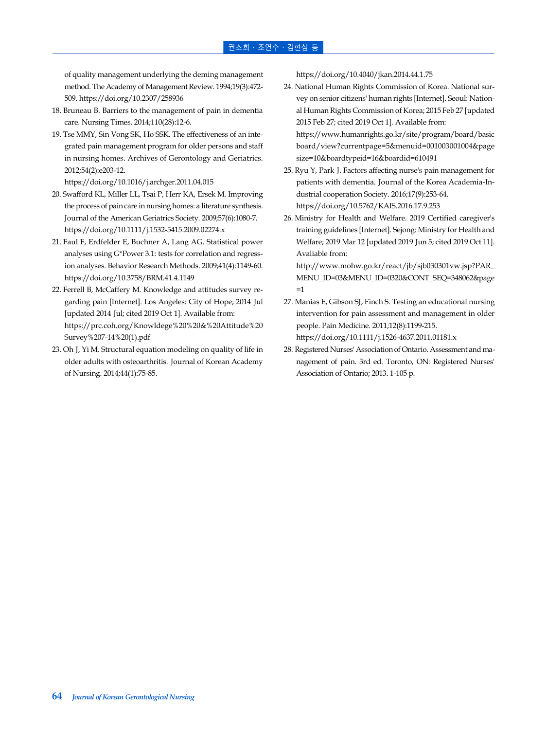of quality management underlying the deming management method. The Academy of Management Review. 1994;19(3):472-509. https://doi.org/10.2307/258936

18. Bruneau B. Barriers to the management of pain in dementia care. Nursing Times. 2014;110(28):12-6.
19. Tse MMY, Sin Vong SK, Ho SSK. The effectiveness of an integrated pain management program for older persons and staff in nursing homes. Archives of Gerontology and Geriatrics. 2012;54(2):e203-12. https://doi.org/10.1016/j.archger.2011.04.015
20. Swafford KL, Miller LL, Tsai P, Herr KA, Ersek M. Improving the process of pain care in nursing homes: a literature synthesis. Journal of the American Geriatrics Society. 2009;57(6):1080-7. https://doi.org/10.1111/j.1532-5415.2009.02274.x
21. Faul F, Erdfelder E, Buchner A, Lang AG. Statistical power analyses using G*Power 3.1: tests for correlation and regression analyses. Behavior Research Methods. 2009;41(4):1149-60. https://doi.org/10.3758/BRM.41.4.1149
22. Ferrell B, McCaffery M. Knowledge and attitudes survey regarding pain [Internet]. Los Angeles: City of Hope; 2014 Jul [updated 2014 Jul; cited 2019 Oct 1]. Available from: https://prc.coh.org/Knowldege%20%20&%20Attitude%20Survey%207-14%20(1).pdf
23. Oh J, Yi M. Structural equation modeling on quality of life in older adults with osteoarthritis. Journal of Korean Academy of Nursing. 2014;44(1):75-85. https://doi.org/10.4040/jkan.2014.44.1.75
24. National Human Rights Commission of Korea. National survey on senior citizens' human rights [Internet]. Seoul: National Human Rights Commission of Korea; 2015 Feb 27 [updated 2015 Feb 27; cited 2019 Oct 1]. Available from: https://www.humanrights.go.kr/site/program/board/basicboard/view?currentpage=5&menuid=001003001004&pagesize=10&boardtypeid=16&boardid=610491
25. Ryu Y, Park J. Factors affecting nurse's pain management for patients with dementia. Journal of the Korea Academia-Industrial cooperation Society. 2016;17(9):253-64. https://doi.org/10.5762/KAIS.2016.17.9.253
26. Ministry for Health and Welfare. 2019 Certified caregiver's training guidelines [Internet]. Sejong: Ministry for Health and Welfare; 2019 Mar 12 [updated 2019 Jun 5; cited 2019 Oct 11]. Avaliable from: http://www.mohw.go.kr/react/jb/sjb030301vw.jsp?PAR_MENU_ID=03&MENU_ID=0320&CONT_SEQ=348062&page=1
27. Manias E, Gibson SJ, Finch S. Testing an educational nursing intervention for pain assessment and management in older people. Pain Medicine. 2011;12(8):1199-215. https://doi.org/10.1111/j.1526-4637.2011.01181.x
28. Registered Nurses' Association of Ontario. Assessment and management of pain. 3rd ed. Toronto, ON: Registered Nurses' Association of Ontario; 2013. 1-105 p.